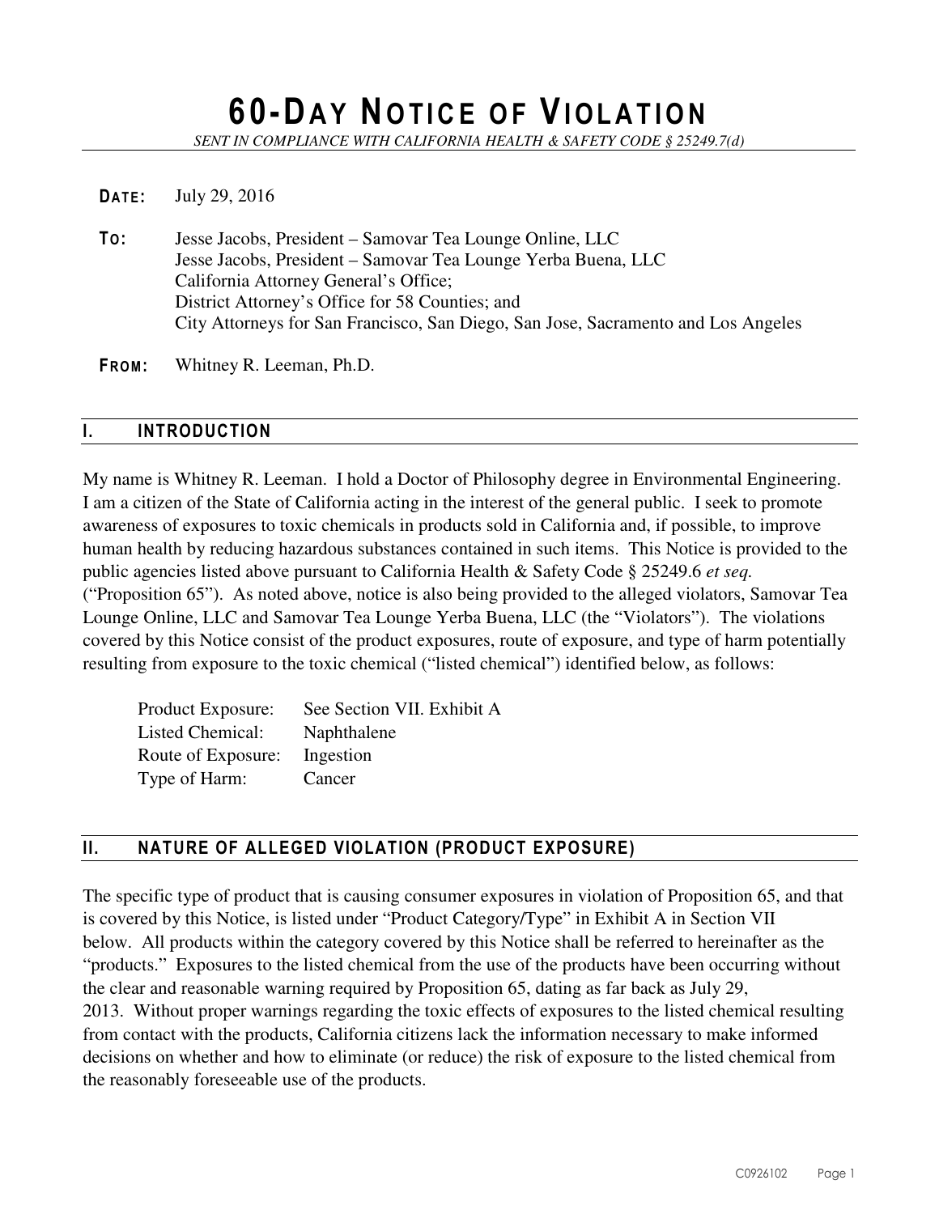# 60-DAY NOTICE OF VIOLATION

*SENT IN COMPLIANCE WITH CALIFORNIA HEALTH & SAFETY CODE § 25249.7(d)*

**DATE:** July 29, 2016

**TO:** Jesse Jacobs, President – Samovar Tea Lounge Online, LLC
Jesse Jacobs, President – Samovar Tea Lounge Yerba Buena, LLC
California Attorney General's Office;
District Attorney's Office for 58 Counties; and
City Attorneys for San Francisco, San Diego, San Jose, Sacramento and Los Angeles

**FROM:** Whitney R. Leeman, Ph.D.

## I. INTRODUCTION

My name is Whitney R. Leeman. I hold a Doctor of Philosophy degree in Environmental Engineering. I am a citizen of the State of California acting in the interest of the general public. I seek to promote awareness of exposures to toxic chemicals in products sold in California and, if possible, to improve human health by reducing hazardous substances contained in such items. This Notice is provided to the public agencies listed above pursuant to California Health & Safety Code § 25249.6 *et seq.* ("Proposition 65"). As noted above, notice is also being provided to the alleged violators, Samovar Tea Lounge Online, LLC and Samovar Tea Lounge Yerba Buena, LLC (the "Violators"). The violations covered by this Notice consist of the product exposures, route of exposure, and type of harm potentially resulting from exposure to the toxic chemical ("listed chemical") identified below, as follows:

Product Exposure: See Section VII. Exhibit A
Listed Chemical: Naphthalene
Route of Exposure: Ingestion
Type of Harm: Cancer

## II. NATURE OF ALLEGED VIOLATION (PRODUCT EXPOSURE)

The specific type of product that is causing consumer exposures in violation of Proposition 65, and that is covered by this Notice, is listed under "Product Category/Type" in Exhibit A in Section VII below. All products within the category covered by this Notice shall be referred to hereinafter as the "products." Exposures to the listed chemical from the use of the products have been occurring without the clear and reasonable warning required by Proposition 65, dating as far back as July 29, 2013. Without proper warnings regarding the toxic effects of exposures to the listed chemical resulting from contact with the products, California citizens lack the information necessary to make informed decisions on whether and how to eliminate (or reduce) the risk of exposure to the listed chemical from the reasonably foreseeable use of the products.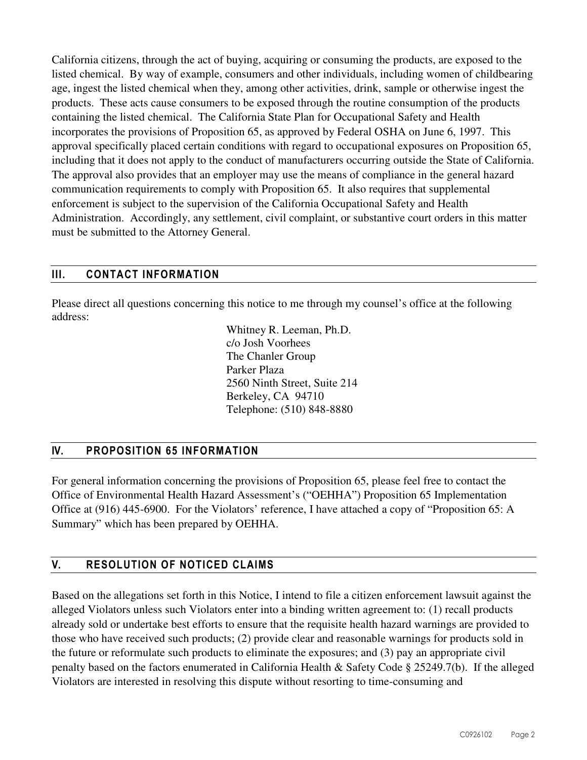California citizens, through the act of buying, acquiring or consuming the products, are exposed to the listed chemical. By way of example, consumers and other individuals, including women of childbearing age, ingest the listed chemical when they, among other activities, drink, sample or otherwise ingest the products. These acts cause consumers to be exposed through the routine consumption of the products containing the listed chemical. The California State Plan for Occupational Safety and Health incorporates the provisions of Proposition 65, as approved by Federal OSHA on June 6, 1997. This approval specifically placed certain conditions with regard to occupational exposures on Proposition 65, including that it does not apply to the conduct of manufacturers occurring outside the State of California. The approval also provides that an employer may use the means of compliance in the general hazard communication requirements to comply with Proposition 65. It also requires that supplemental enforcement is subject to the supervision of the California Occupational Safety and Health Administration. Accordingly, any settlement, civil complaint, or substantive court orders in this matter must be submitted to the Attorney General.

## III. CONTACT INFORMATION

Please direct all questions concerning this notice to me through my counsel's office at the following address:

Whitney R. Leeman, Ph.D.
c/o Josh Voorhees
The Chanler Group
Parker Plaza
2560 Ninth Street, Suite 214
Berkeley, CA 94710
Telephone: (510) 848-8880

## IV. PROPOSITION 65 INFORMATION

For general information concerning the provisions of Proposition 65, please feel free to contact the Office of Environmental Health Hazard Assessment's ("OEHHA") Proposition 65 Implementation Office at (916) 445-6900. For the Violators' reference, I have attached a copy of "Proposition 65: A Summary" which has been prepared by OEHHA.

## V. RESOLUTION OF NOTICED CLAIMS

Based on the allegations set forth in this Notice, I intend to file a citizen enforcement lawsuit against the alleged Violators unless such Violators enter into a binding written agreement to: (1) recall products already sold or undertake best efforts to ensure that the requisite health hazard warnings are provided to those who have received such products; (2) provide clear and reasonable warnings for products sold in the future or reformulate such products to eliminate the exposures; and (3) pay an appropriate civil penalty based on the factors enumerated in California Health & Safety Code § 25249.7(b). If the alleged Violators are interested in resolving this dispute without resorting to time-consuming and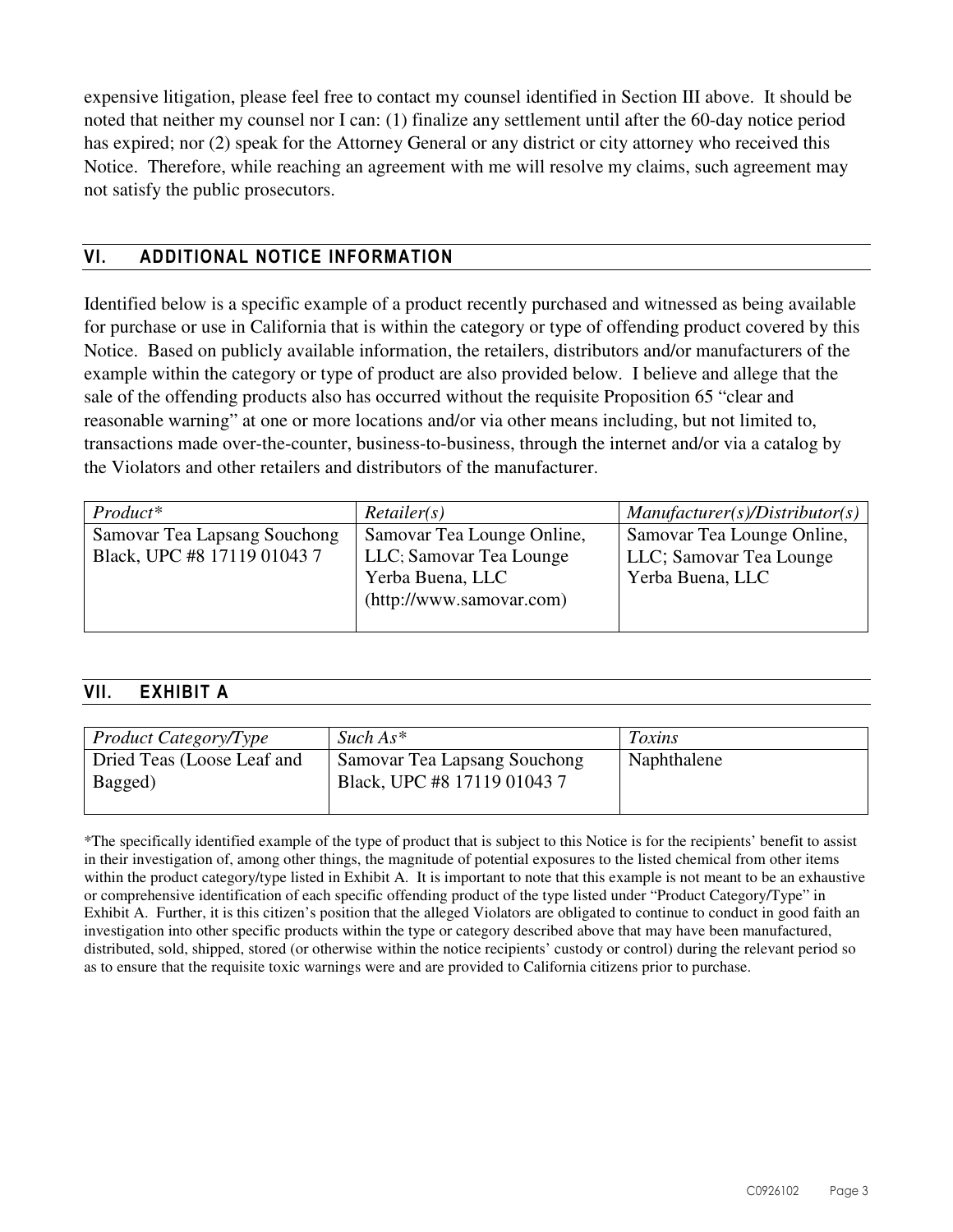expensive litigation, please feel free to contact my counsel identified in Section III above. It should be noted that neither my counsel nor I can: (1) finalize any settlement until after the 60-day notice period has expired; nor (2) speak for the Attorney General or any district or city attorney who received this Notice. Therefore, while reaching an agreement with me will resolve my claims, such agreement may not satisfy the public prosecutors.

## VI. ADDITIONAL NOTICE INFORMATION

Identified below is a specific example of a product recently purchased and witnessed as being available for purchase or use in California that is within the category or type of offending product covered by this Notice. Based on publicly available information, the retailers, distributors and/or manufacturers of the example within the category or type of product are also provided below. I believe and allege that the sale of the offending products also has occurred without the requisite Proposition 65 "clear and reasonable warning" at one or more locations and/or via other means including, but not limited to, transactions made over-the-counter, business-to-business, through the internet and/or via a catalog by the Violators and other retailers and distributors of the manufacturer.

| *Product** | *Retailer(s)* | *Manufacturer(s)/Distributor(s)* |
|---|---|---|
| Samovar Tea Lapsang Souchong Black, UPC #8 17119 01043 7 | Samovar Tea Lounge Online, LLC; Samovar Tea Lounge Yerba Buena, LLC (http://www.samovar.com) | Samovar Tea Lounge Online, LLC; Samovar Tea Lounge Yerba Buena, LLC |

## VII. EXHIBIT A

| *Product Category/Type* | *Such As** | *Toxins* |
|---|---|---|
| Dried Teas (Loose Leaf and Bagged) | Samovar Tea Lapsang Souchong Black, UPC #8 17119 01043 7 | Naphthalene |

*The specifically identified example of the type of product that is subject to this Notice is for the recipients' benefit to assist in their investigation of, among other things, the magnitude of potential exposures to the listed chemical from other items within the product category/type listed in Exhibit A. It is important to note that this example is not meant to be an exhaustive or comprehensive identification of each specific offending product of the type listed under "Product Category/Type" in Exhibit A. Further, it is this citizen's position that the alleged Violators are obligated to continue to conduct in good faith an investigation into other specific products within the type or category described above that may have been manufactured, distributed, sold, shipped, stored (or otherwise within the notice recipients' custody or control) during the relevant period so as to ensure that the requisite toxic warnings were and are provided to California citizens prior to purchase.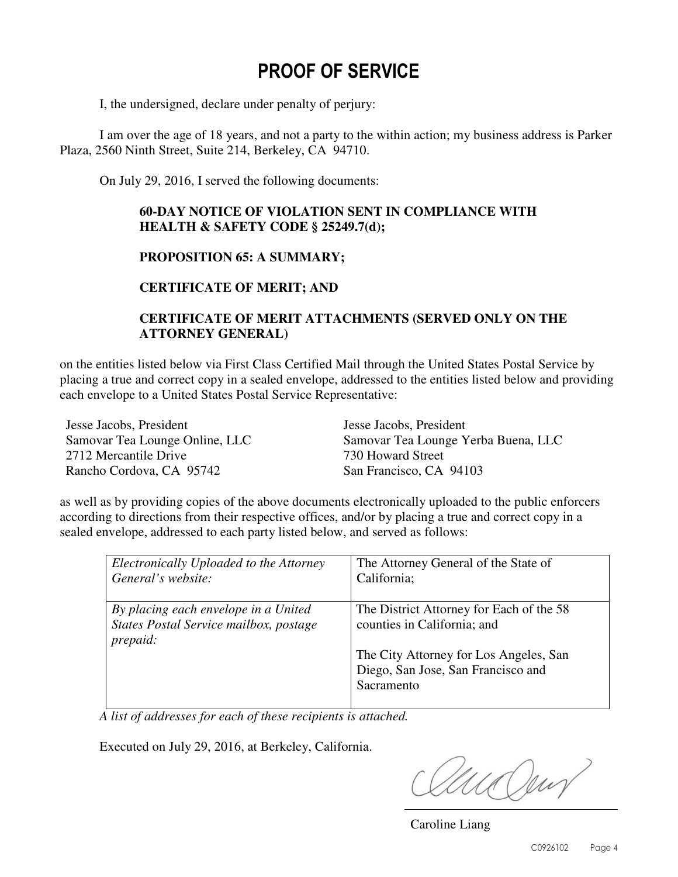# PROOF OF SERVICE

I, the undersigned, declare under penalty of perjury:

I am over the age of 18 years, and not a party to the within action; my business address is Parker Plaza, 2560 Ninth Street, Suite 214, Berkeley, CA 94710.

On July 29, 2016, I served the following documents:

**60-DAY NOTICE OF VIOLATION SENT IN COMPLIANCE WITH HEALTH & SAFETY CODE § 25249.7(d);**

**PROPOSITION 65: A SUMMARY;**

**CERTIFICATE OF MERIT; AND**

**CERTIFICATE OF MERIT ATTACHMENTS (SERVED ONLY ON THE ATTORNEY GENERAL)**

on the entities listed below via First Class Certified Mail through the United States Postal Service by placing a true and correct copy in a sealed envelope, addressed to the entities listed below and providing each envelope to a United States Postal Service Representative:

Jesse Jacobs, President
Samovar Tea Lounge Online, LLC
2712 Mercantile Drive
Rancho Cordova, CA 95742

Jesse Jacobs, President
Samovar Tea Lounge Yerba Buena, LLC
730 Howard Street
San Francisco, CA 94103

as well as by providing copies of the above documents electronically uploaded to the public enforcers according to directions from their respective offices, and/or by placing a true and correct copy in a sealed envelope, addressed to each party listed below, and served as follows:

| | |
|---|---|
| *Electronically Uploaded to the Attorney General's website:* | The Attorney General of the State of California; |
| *By placing each envelope in a United States Postal Service mailbox, postage prepaid:* | The District Attorney for Each of the 58 counties in California; and<br><br>The City Attorney for Los Angeles, San Diego, San Jose, San Francisco and Sacramento |

*A list of addresses for each of these recipients is attached.*

Executed on July 29, 2016, at Berkeley, California.

Caroline Liang

C0926102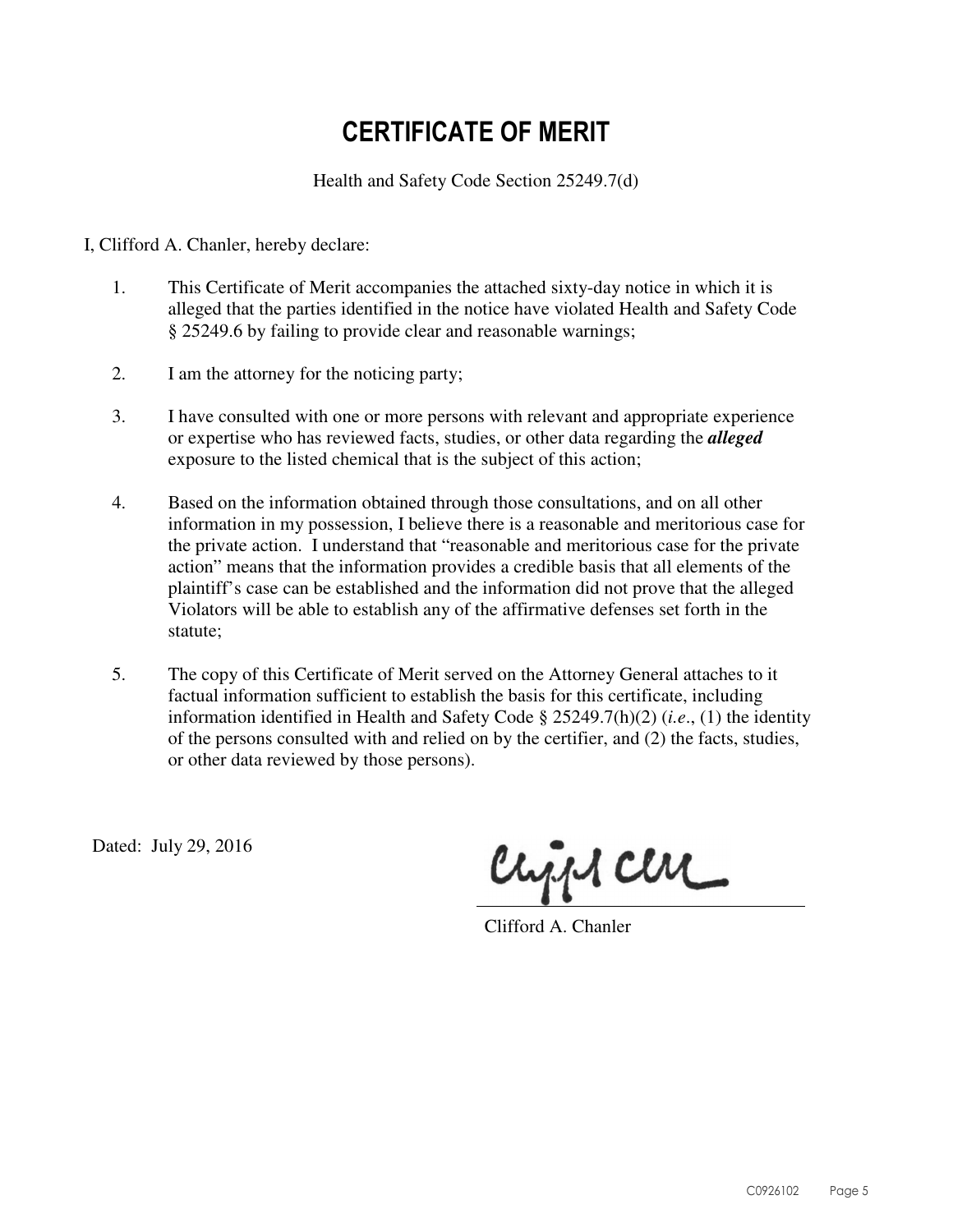# CERTIFICATE OF MERIT

Health and Safety Code Section 25249.7(d)

I, Clifford A. Chanler, hereby declare:

1. This Certificate of Merit accompanies the attached sixty-day notice in which it is alleged that the parties identified in the notice have violated Health and Safety Code § 25249.6 by failing to provide clear and reasonable warnings;

2. I am the attorney for the noticing party;

3. I have consulted with one or more persons with relevant and appropriate experience or expertise who has reviewed facts, studies, or other data regarding the ***alleged*** exposure to the listed chemical that is the subject of this action;

4. Based on the information obtained through those consultations, and on all other information in my possession, I believe there is a reasonable and meritorious case for the private action. I understand that "reasonable and meritorious case for the private action" means that the information provides a credible basis that all elements of the plaintiff's case can be established and the information did not prove that the alleged Violators will be able to establish any of the affirmative defenses set forth in the statute;

5. The copy of this Certificate of Merit served on the Attorney General attaches to it factual information sufficient to establish the basis for this certificate, including information identified in Health and Safety Code § 25249.7(h)(2) (*i.e*., (1) the identity of the persons consulted with and relied on by the certifier, and (2) the facts, studies, or other data reviewed by those persons).

Dated: July 29, 2016

Clifford A. Chanler

C0926102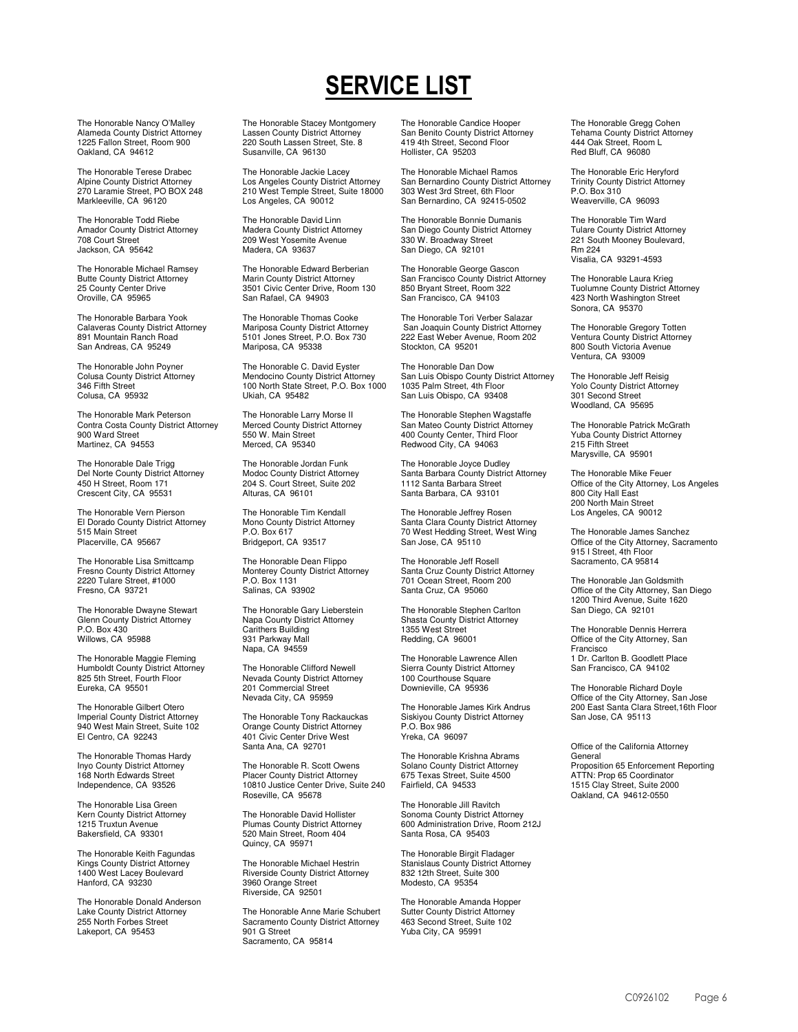# SERVICE LIST

The Honorable Nancy O'Malley
Alameda County District Attorney
1225 Fallon Street, Room 900
Oakland, CA 94612

The Honorable Terese Drabec
Alpine County District Attorney
270 Laramie Street, PO BOX 248
Markleeville, CA 96120

The Honorable Todd Riebe
Amador County District Attorney
708 Court Street
Jackson, CA 95642

The Honorable Michael Ramsey
Butte County District Attorney
25 County Center Drive
Oroville, CA 95965

The Honorable Barbara Yook
Calaveras County District Attorney
891 Mountain Ranch Road
San Andreas, CA 95249

The Honorable John Poyner
Colusa County District Attorney
346 Fifth Street
Colusa, CA 95932

The Honorable Mark Peterson
Contra Costa County District Attorney
900 Ward Street
Martinez, CA 94553

The Honorable Dale Trigg
Del Norte County District Attorney
450 H Street, Room 171
Crescent City, CA 95531

The Honorable Vern Pierson
El Dorado County District Attorney
515 Main Street
Placerville, CA 95667

The Honorable Lisa Smittcamp
Fresno County District Attorney
2220 Tulare Street, #1000
Fresno, CA 93721

The Honorable Dwayne Stewart
Glenn County District Attorney
P.O. Box 430
Willows, CA 95988

The Honorable Maggie Fleming
Humboldt County District Attorney
825 5th Street, Fourth Floor
Eureka, CA 95501

The Honorable Gilbert Otero
Imperial County District Attorney
940 West Main Street, Suite 102
El Centro, CA 92243

The Honorable Thomas Hardy
Inyo County District Attorney
168 North Edwards Street
Independence, CA 93526

The Honorable Lisa Green
Kern County District Attorney
1215 Truxtun Avenue
Bakersfield, CA 93301

The Honorable Keith Fagundas
Kings County District Attorney
1400 West Lacey Boulevard
Hanford, CA 93230

The Honorable Donald Anderson
Lake County District Attorney
255 North Forbes Street
Lakeport, CA 95453

The Honorable Stacey Montgomery
Lassen County District Attorney
220 South Lassen Street, Ste. 8
Susanville, CA 96130

The Honorable Jackie Lacey
Los Angeles County District Attorney
210 West Temple Street, Suite 18000
Los Angeles, CA 90012

The Honorable David Linn
Madera County District Attorney
209 West Yosemite Avenue
Madera, CA 93637

The Honorable Edward Berberian
Marin County District Attorney
3501 Civic Center Drive, Room 130
San Rafael, CA 94903

The Honorable Thomas Cooke
Mariposa County District Attorney
5101 Jones Street, P.O. Box 730
Mariposa, CA 95338

The Honorable C. David Eyster
Mendocino County District Attorney
100 North State Street, P.O. Box 1000
Ukiah, CA 95482

The Honorable Larry Morse II
Merced County District Attorney
550 W. Main Street
Merced, CA 95340

The Honorable Jordan Funk
Modoc County District Attorney
204 S. Court Street, Suite 202
Alturas, CA 96101

The Honorable Tim Kendall
Mono County District Attorney
P.O. Box 617
Bridgeport, CA 93517

The Honorable Dean Flippo
Monterey County District Attorney
P.O. Box 1131
Salinas, CA 93902

The Honorable Gary Lieberstein
Napa County District Attorney
Carithers Building
931 Parkway Mall
Napa, CA 94559

The Honorable Clifford Newell
Nevada County District Attorney
201 Commercial Street
Nevada City, CA 95959

The Honorable Tony Rackauckas
Orange County District Attorney
401 Civic Center Drive West
Santa Ana, CA 92701

The Honorable R. Scott Owens
Placer County District Attorney
10810 Justice Center Drive, Suite 240
Roseville, CA 95678

The Honorable David Hollister
Plumas County District Attorney
520 Main Street, Room 404
Quincy, CA 95971

The Honorable Michael Hestrin
Riverside County District Attorney
3960 Orange Street
Riverside, CA 92501

The Honorable Anne Marie Schubert
Sacramento County District Attorney
901 G Street
Sacramento, CA 95814

The Honorable Candice Hooper
San Benito County District Attorney
419 4th Street, Second Floor
Hollister, CA 95203

The Honorable Michael Ramos
San Bernardino County District Attorney
303 West 3rd Street, 6th Floor
San Bernardino, CA 92415-0502

The Honorable Bonnie Dumanis
San Diego County District Attorney
330 W. Broadway Street
San Diego, CA 92101

The Honorable George Gascon
San Francisco County District Attorney
850 Bryant Street, Room 322
San Francisco, CA 94103

The Honorable Tori Verber Salazar
San Joaquin County District Attorney
222 East Weber Avenue, Room 202
Stockton, CA 95201

The Honorable Dan Dow
San Luis Obispo County District Attorney
1035 Palm Street, 4th Floor
San Luis Obispo, CA 93408

The Honorable Stephen Wagstaffe
San Mateo County District Attorney
400 County Center, Third Floor
Redwood City, CA 94063

The Honorable Joyce Dudley
Santa Barbara County District Attorney
1112 Santa Barbara Street
Santa Barbara, CA 93101

The Honorable Jeffrey Rosen
Santa Clara County District Attorney
70 West Hedding Street, West Wing
San Jose, CA 95110

The Honorable Jeff Rosell
Santa Cruz County District Attorney
701 Ocean Street, Room 200
Santa Cruz, CA 95060

The Honorable Stephen Carlton
Shasta County District Attorney
1355 West Street
Redding, CA 96001

The Honorable Lawrence Allen
Sierra County District Attorney
100 Courthouse Square
Downieville, CA 95936

The Honorable James Kirk Andrus
Siskiyou County District Attorney
P.O. Box 986
Yreka, CA 96097

The Honorable Krishna Abrams
Solano County District Attorney
675 Texas Street, Suite 4500
Fairfield, CA 94533

The Honorable Jill Ravitch
Sonoma County District Attorney
600 Administration Drive, Room 212J
Santa Rosa, CA 95403

The Honorable Birgit Fladager
Stanislaus County District Attorney
832 12th Street, Suite 300
Modesto, CA 95354

The Honorable Amanda Hopper
Sutter County District Attorney
463 Second Street, Suite 102
Yuba City, CA 95991

The Honorable Gregg Cohen
Tehama County District Attorney
444 Oak Street, Room L
Red Bluff, CA 96080

The Honorable Eric Heryford
Trinity County District Attorney
P.O. Box 310
Weaverville, CA 96093

The Honorable Tim Ward
Tulare County District Attorney
221 South Mooney Boulevard,
Rm 224
Visalia, CA 93291-4593

The Honorable Laura Krieg
Tuolumne County District Attorney
423 North Washington Street
Sonora, CA 95370

The Honorable Gregory Totten
Ventura County District Attorney
800 South Victoria Avenue
Ventura, CA 93009

The Honorable Jeff Reisig
Yolo County District Attorney
301 Second Street
Woodland, CA 95695

The Honorable Patrick McGrath
Yuba County District Attorney
215 Fifth Street
Marysville, CA 95901

The Honorable Mike Feuer
Office of the City Attorney, Los Angeles
800 City Hall East
200 North Main Street
Los Angeles, CA 90012

The Honorable James Sanchez
Office of the City Attorney, Sacramento
915 I Street, 4th Floor
Sacramento, CA 95814

The Honorable Jan Goldsmith
Office of the City Attorney, San Diego
1200 Third Avenue, Suite 1620
San Diego, CA 92101

The Honorable Dennis Herrera
Office of the City Attorney, San Francisco
1 Dr. Carlton B. Goodlett Place
San Francisco, CA 94102

The Honorable Richard Doyle
Office of the City Attorney, San Jose
200 East Santa Clara Street,16th Floor
San Jose, CA 95113

Office of the California Attorney General
Proposition 65 Enforcement Reporting
ATTN: Prop 65 Coordinator
1515 Clay Street, Suite 2000
Oakland, CA 94612-0550

C0926102